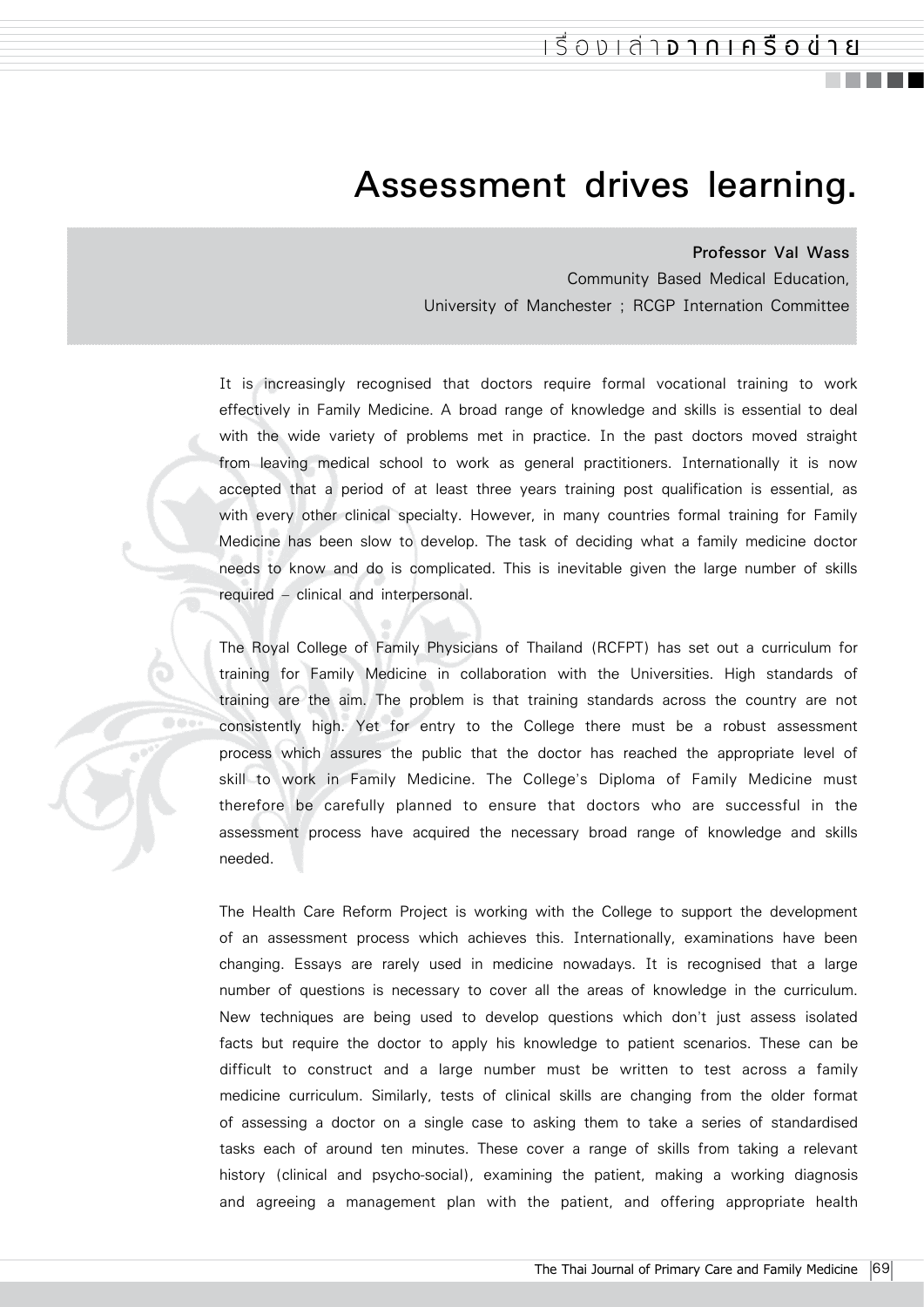# Assessment drives learning.

**Professor Val Wass**
Community Based Medical Education,
University of Manchester ; RCGP Internation Committee

It is increasingly recognised that doctors require formal vocational training to work effectively in Family Medicine. A broad range of knowledge and skills is essential to deal with the wide variety of problems met in practice. In the past doctors moved straight from leaving medical school to work as general practitioners. Internationally it is now accepted that a period of at least three years training post qualification is essential, as with every other clinical specialty. However, in many countries formal training for Family Medicine has been slow to develop. The task of deciding what a family medicine doctor needs to know and do is complicated. This is inevitable given the large number of skills required – clinical and interpersonal.

The Royal College of Family Physicians of Thailand (RCFPT) has set out a curriculum for training for Family Medicine in collaboration with the Universities. High standards of training are the aim. The problem is that training standards across the country are not consistently high. Yet for entry to the College there must be a robust assessment process which assures the public that the doctor has reached the appropriate level of skill to work in Family Medicine. The College's Diploma of Family Medicine must therefore be carefully planned to ensure that doctors who are successful in the assessment process have acquired the necessary broad range of knowledge and skills needed.

The Health Care Reform Project is working with the College to support the development of an assessment process which achieves this. Internationally, examinations have been changing. Essays are rarely used in medicine nowadays. It is recognised that a large number of questions is necessary to cover all the areas of knowledge in the curriculum. New techniques are being used to develop questions which don't just assess isolated facts but require the doctor to apply his knowledge to patient scenarios. These can be difficult to construct and a large number must be written to test across a family medicine curriculum. Similarly, tests of clinical skills are changing from the older format of assessing a doctor on a single case to asking them to take a series of standardised tasks each of around ten minutes. These cover a range of skills from taking a relevant history (clinical and psycho-social), examining the patient, making a working diagnosis and agreeing a management plan with the patient, and offering appropriate health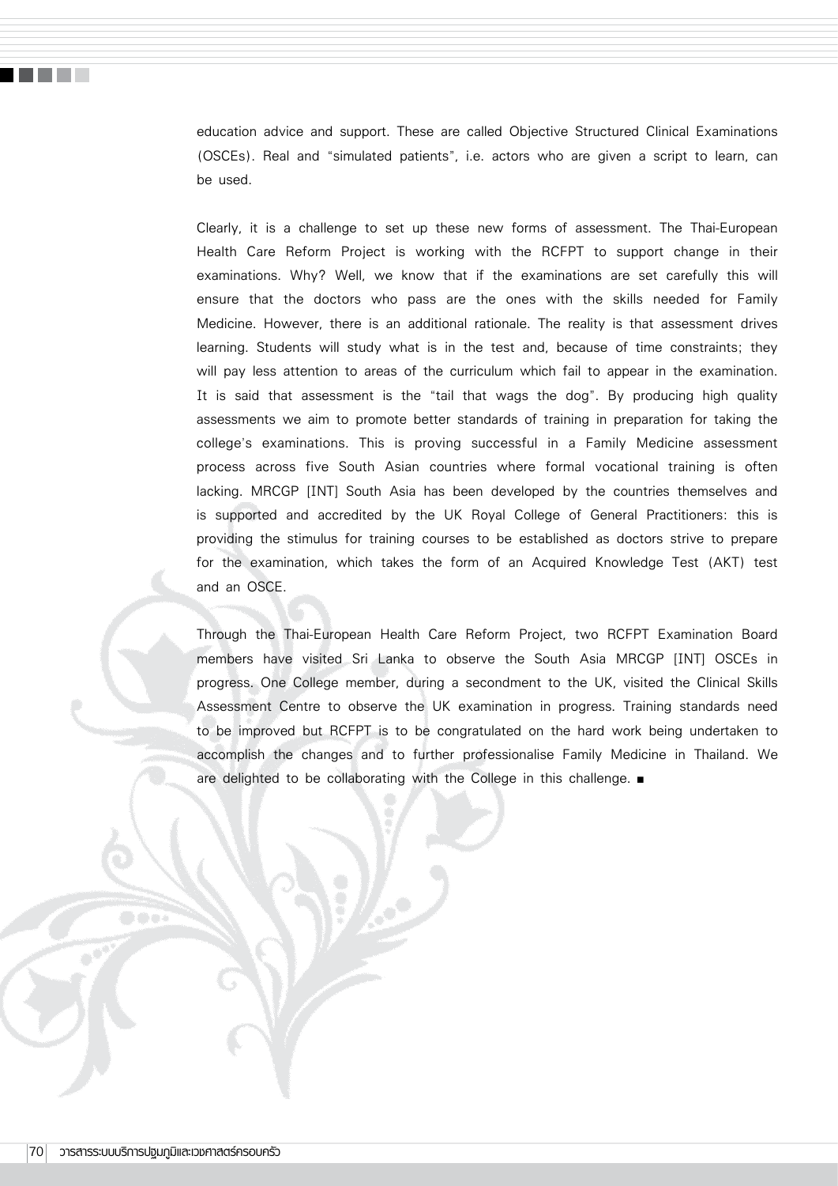education advice and support. These are called Objective Structured Clinical Examinations (OSCEs). Real and "simulated patients", i.e. actors who are given a script to learn, can be used.

Clearly, it is a challenge to set up these new forms of assessment. The Thai-European Health Care Reform Project is working with the RCFPT to support change in their examinations. Why? Well, we know that if the examinations are set carefully this will ensure that the doctors who pass are the ones with the skills needed for Family Medicine. However, there is an additional rationale. The reality is that assessment drives learning. Students will study what is in the test and, because of time constraints; they will pay less attention to areas of the curriculum which fail to appear in the examination. It is said that assessment is the "tail that wags the dog". By producing high quality assessments we aim to promote better standards of training in preparation for taking the college's examinations. This is proving successful in a Family Medicine assessment process across five South Asian countries where formal vocational training is often lacking. MRCGP [INT] South Asia has been developed by the countries themselves and is supported and accredited by the UK Royal College of General Practitioners: this is providing the stimulus for training courses to be established as doctors strive to prepare for the examination, which takes the form of an Acquired Knowledge Test (AKT) test and an OSCE.

Through the Thai-European Health Care Reform Project, two RCFPT Examination Board members have visited Sri Lanka to observe the South Asia MRCGP [INT] OSCEs in progress. One College member, during a secondment to the UK, visited the Clinical Skills Assessment Centre to observe the UK examination in progress. Training standards need to be improved but RCFPT is to be congratulated on the hard work being undertaken to accomplish the changes and to further professionalise Family Medicine in Thailand. We are delighted to be collaborating with the College in this challenge. ■